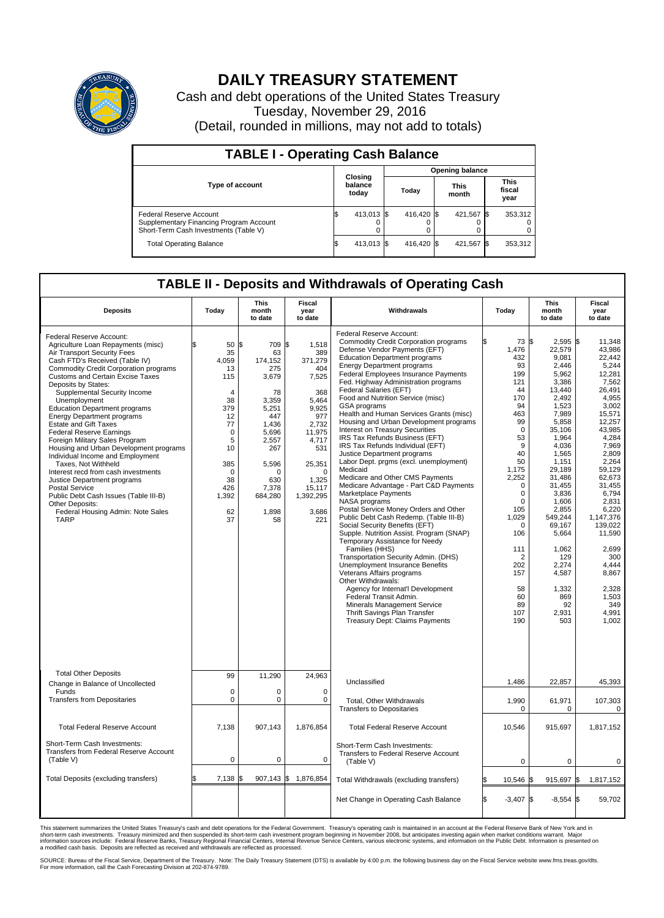# DAILY TREASURY STATEMENT

Cash and debt operations of the United States Treasury

Tuesday, November 29, 2016

(Detail, rounded in millions, may not add to totals)

## TABLE I - Operating Cash Balance

| Type of account | Closing balance today | Opening balance Today | Opening balance This month | Opening balance This fiscal year |
|---|---|---|---|---|
| Federal Reserve Account | $ 413,013 | $ 416,420 | $ 421,567 | $ 353,312 |
| Supplementary Financing Program Account | 0 | 0 | 0 | 0 |
| Short-Term Cash Investments (Table V) | 0 | 0 | 0 | 0 |
| Total Operating Balance | $ 413,013 | $ 416,420 | $ 421,567 | $ 353,312 |

## TABLE II - Deposits and Withdrawals of Operating Cash

| Deposits | Today | This month to date | Fiscal year to date |
|---|---|---|---|
| Federal Reserve Account: | | | |
| Agriculture Loan Repayments (misc) | $ 50 | $ 709 | $ 1,518 |
| Air Transport Security Fees | 35 | 63 | 389 |
| Cash FTD's Received (Table IV) | 4,059 | 174,152 | 371,279 |
| Commodity Credit Corporation programs | 13 | 275 | 404 |
| Customs and Certain Excise Taxes | 115 | 3,679 | 7,525 |
| Deposits by States: | | | |
| Supplemental Security Income | 4 | 78 | 368 |
| Unemployment | 38 | 3,359 | 5,464 |
| Education Department programs | 379 | 5,251 | 9,925 |
| Energy Department programs | 12 | 447 | 977 |
| Estate and Gift Taxes | 77 | 1,436 | 2,732 |
| Federal Reserve Earnings | 0 | 5,696 | 11,975 |
| Foreign Military Sales Program | 5 | 2,557 | 4,717 |
| Housing and Urban Development programs | 10 | 267 | 531 |
| Individual Income and Employment Taxes, Not Withheld | 385 | 5,596 | 25,351 |
| Interest recd from cash investments | 0 | 0 | 0 |
| Justice Department programs | 38 | 630 | 1,325 |
| Postal Service | 426 | 7,378 | 15,117 |
| Public Debt Cash Issues (Table III-B) | 1,392 | 684,280 | 1,392,295 |
| Other Deposits: | | | |
| Federal Housing Admin: Note Sales | 62 | 1,898 | 3,686 |
| TARP | 37 | 58 | 221 |
| Total Other Deposits | 99 | 11,290 | 24,963 |
| Change in Balance of Uncollected Funds | 0 | 0 | 0 |
| Transfers from Depositaries | 0 | 0 | 0 |
| Total Federal Reserve Account | 7,138 | 907,143 | 1,876,854 |
| Short-Term Cash Investments: Transfers from Federal Reserve Account (Table V) | 0 | 0 | 0 |
| Total Deposits (excluding transfers) | $ 7,138 | $ 907,143 | $ 1,876,854 |

| Withdrawals | Today | This month to date | Fiscal year to date |
|---|---|---|---|
| Federal Reserve Account: | | | |
| Commodity Credit Corporation programs | $ 73 | $ 2,595 | $ 11,348 |
| Defense Vendor Payments (EFT) | 1,476 | 22,579 | 43,986 |
| Education Department programs | 432 | 9,081 | 22,442 |
| Energy Department programs | 93 | 2,446 | 5,244 |
| Federal Employees Insurance Payments | 199 | 5,962 | 12,281 |
| Fed. Highway Administration programs | 121 | 3,386 | 7,562 |
| Federal Salaries (EFT) | 44 | 13,440 | 26,491 |
| Food and Nutrition Service (misc) | 170 | 2,492 | 4,955 |
| GSA programs | 94 | 1,523 | 3,002 |
| Health and Human Services Grants (misc) | 463 | 7,989 | 15,571 |
| Housing and Urban Development programs | 99 | 5,858 | 12,257 |
| Interest on Treasury Securities | 0 | 35,106 | 43,985 |
| IRS Tax Refunds Business (EFT) | 53 | 1,964 | 4,284 |
| IRS Tax Refunds Individual (EFT) | 9 | 4,036 | 7,969 |
| Justice Department programs | 40 | 1,565 | 2,809 |
| Labor Dept. prgms (excl. unemployment) | 50 | 1,151 | 2,264 |
| Medicaid | 1,175 | 29,189 | 59,129 |
| Medicare and Other CMS Payments | 2,252 | 31,486 | 62,673 |
| Medicare Advantage - Part C&D Payments | 0 | 31,455 | 31,455 |
| Marketplace Payments | 0 | 3,836 | 6,794 |
| NASA programs | 0 | 1,606 | 2,831 |
| Postal Service Money Orders and Other | 105 | 2,855 | 6,220 |
| Public Debt Cash Redemp. (Table III-B) | 1,029 | 549,244 | 1,147,376 |
| Social Security Benefits (EFT) | 0 | 69,167 | 139,022 |
| Supple. Nutrition Assist. Program (SNAP) | 106 | 5,664 | 11,590 |
| Temporary Assistance for Needy Families (HHS) | 111 | 1,062 | 2,699 |
| Transportation Security Admin. (DHS) | 2 | 129 | 300 |
| Unemployment Insurance Benefits | 202 | 2,274 | 4,444 |
| Veterans Affairs programs | 157 | 4,587 | 8,867 |
| Other Withdrawals: | | | |
| Agency for Internat'l Development | 58 | 1,332 | 2,328 |
| Federal Transit Admin. | 60 | 869 | 1,503 |
| Minerals Management Service | 89 | 92 | 349 |
| Thrift Savings Plan Transfer | 107 | 2,931 | 4,991 |
| Treasury Dept: Claims Payments | 190 | 503 | 1,002 |
| Unclassified | 1,486 | 22,857 | 45,393 |
| Total, Other Withdrawals | 1,990 | 61,971 | 107,303 |
| Transfers to Depositaries | 0 | 0 | 0 |
| Total Federal Reserve Account | 10,546 | 915,697 | 1,817,152 |
| Short-Term Cash Investments: Transfers to Federal Reserve Account (Table V) | 0 | 0 | 0 |
| Total Withdrawals (excluding transfers) | $ 10,546 | $ 915,697 | $ 1,817,152 |
| Net Change in Operating Cash Balance | $ -3,407 | $ -8,554 | $ 59,702 |

This statement summarizes the United States Treasury's cash and debt operations for the Federal Government. Treasury's operating cash is maintained in an account at the Federal Reserve Bank of New York and in short-term cash investments. Treasury minimized and then suspended its short-term cash investment program beginning in November 2008, but anticipates investing again when market conditions warrant. Major information sources include: Federal Reserve Banks, Treasury Regional Financial Centers, Internal Revenue Service Centers, various electronic systems, and information on the Public Debt. Information is presented on a modified cash basis. Deposits are reflected as received and withdrawals are reflected as processed.

SOURCE: Bureau of the Fiscal Service, Department of the Treasury. Note: The Daily Treasury Statement (DTS) is available by 4:00 p.m. the following business day on the Fiscal Service website www.fms.treas.gov/dts. For more information, call the Cash Forecasting Division at 202-874-9789.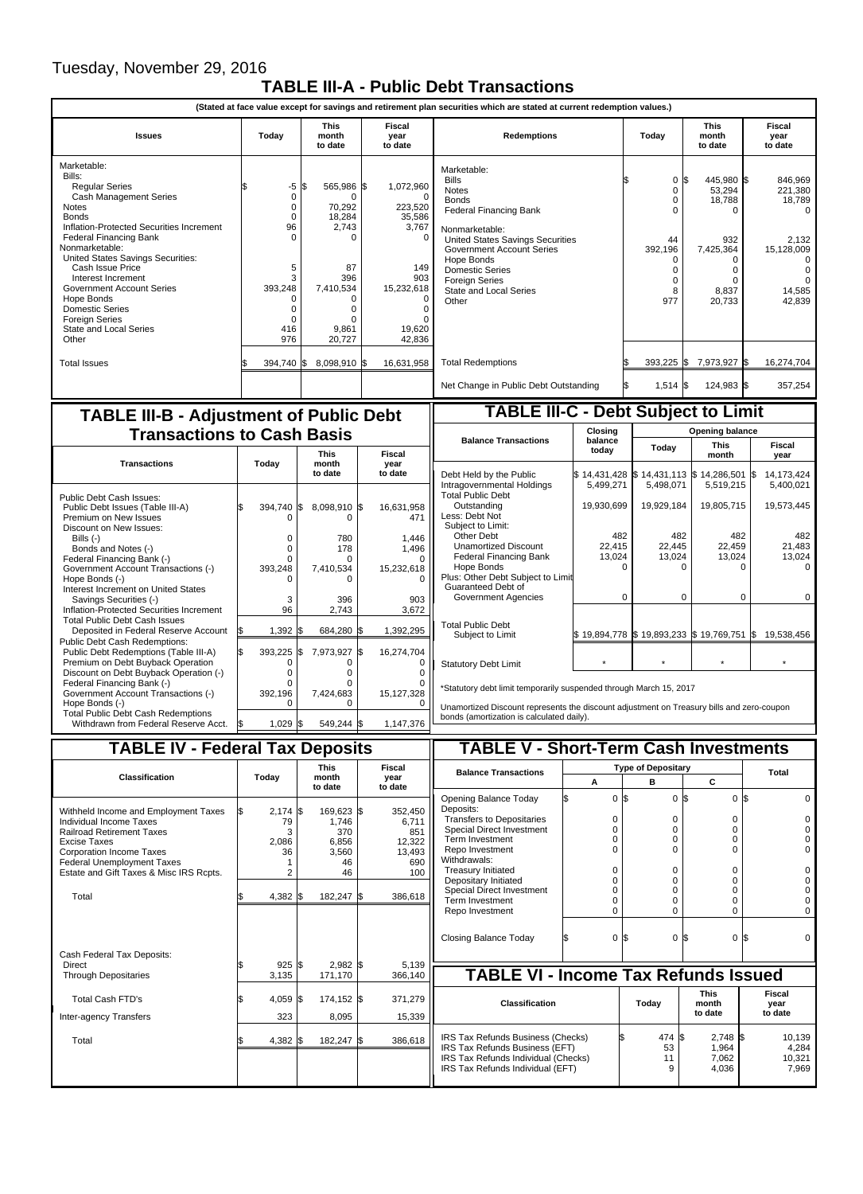Tuesday, November 29, 2016

# TABLE III-A - Public Debt Transactions

(Stated at face value except for savings and retirement plan securities which are stated at current redemption values.)

| Issues | Today | This month to date | Fiscal year to date | Redemptions | Today | This month to date | Fiscal year to date |
|---|---|---|---|---|---|---|---|
| Marketable: | | | | Marketable: | | | |
| Bills: | | | | Bills | $ 0 | $ 445,980 | $ 846,969 |
| Regular Series | $ -5 | $ 565,986 | $ 1,072,960 | Notes | 0 | 53,294 | 221,380 |
| Cash Management Series | 0 | 0 | 0 | Bonds | 0 | 18,788 | 18,789 |
| Notes | 0 | 70,292 | 223,520 | Federal Financing Bank | 0 | 0 | 0 |
| Bonds | 0 | 18,284 | 35,586 | | | | |
| Inflation-Protected Securities Increment | 96 | 2,743 | 3,767 | Nonmarketable: | | | |
| Federal Financing Bank | 0 | 0 | 0 | United States Savings Securities | 44 | 932 | 2,132 |
| Nonmarketable: | | | | Government Account Series | 392,196 | 7,425,364 | 15,128,009 |
| United States Savings Securities: | | | | Hope Bonds | 0 | 0 | 0 |
| Cash Issue Price | 5 | 87 | 149 | Domestic Series | 0 | 0 | 0 |
| Interest Increment | 3 | 396 | 903 | Foreign Series | 0 | 0 | 0 |
| Government Account Series | 393,248 | 7,410,534 | 15,232,618 | State and Local Series | 8 | 8,837 | 14,585 |
| Hope Bonds | 0 | 0 | 0 | Other | 977 | 20,733 | 42,839 |
| Domestic Series | 0 | 0 | 0 | | | | |
| Foreign Series | 0 | 0 | 0 | | | | |
| State and Local Series | 416 | 9,861 | 19,620 | | | | |
| Other | 976 | 20,727 | 42,836 | | | | |
| Total Issues | $ 394,740 | $ 8,098,910 | $ 16,631,958 | Total Redemptions | $ 393,225 | $ 7,973,927 | $ 16,274,704 |
| | | | | Net Change in Public Debt Outstanding | $ 1,514 | $ 124,983 | $ 357,254 |

# TABLE III-B - Adjustment of Public Debt Transactions to Cash Basis

| Transactions | Today | This month to date | Fiscal year to date |
|---|---|---|---|
| Public Debt Cash Issues: | | | |
| Public Debt Issues (Table III-A) | $ 394,740 | $ 8,098,910 | $ 16,631,958 |
| Premium on New Issues | 0 | 0 | 471 |
| Discount on New Issues: | | | |
| Bills (-) | 0 | 780 | 1,446 |
| Bonds and Notes (-) | 0 | 178 | 1,496 |
| Federal Financing Bank (-) | 0 | 0 | 0 |
| Government Account Transactions (-) | 393,248 | 7,410,534 | 15,232,618 |
| Hope Bonds (-) | 0 | 0 | 0 |
| Interest Increment on United States Savings Securities (-) | 3 | 396 | 903 |
| Inflation-Protected Securities Increment | 96 | 2,743 | 3,672 |
| Total Public Debt Cash Issues Deposited in Federal Reserve Account | $ 1,392 | $ 684,280 | $ 1,392,295 |
| Public Debt Cash Redemptions: | | | |
| Public Debt Redemptions (Table III-A) | $ 393,225 | $ 7,973,927 | $ 16,274,704 |
| Premium on Debt Buyback Operation | 0 | 0 | 0 |
| Discount on Debt Buyback Operation (-) | 0 | 0 | 0 |
| Federal Financing Bank (-) | 0 | 0 | 0 |
| Government Account Transactions (-) | 392,196 | 7,424,683 | 15,127,328 |
| Hope Bonds (-) | 0 | 0 | 0 |
| Total Public Debt Cash Redemptions Withdrawn from Federal Reserve Acct. | $ 1,029 | $ 549,244 | $ 1,147,376 |

# TABLE III-C - Debt Subject to Limit

| Balance Transactions | Closing balance today | Opening balance Today | Opening balance This month | Opening balance Fiscal year |
|---|---|---|---|---|
| Debt Held by the Public | $ 14,431,428 | $ 14,431,113 | $ 14,286,501 | $ 14,173,424 |
| Intragovernmental Holdings | 5,499,271 | 5,498,071 | 5,519,215 | 5,400,021 |
| Total Public Debt Outstanding | 19,930,699 | 19,929,184 | 19,805,715 | 19,573,445 |
| Less: Debt Not Subject to Limit: | | | | |
| Other Debt | 482 | 482 | 482 | 482 |
| Unamortized Discount | 22,415 | 22,445 | 22,459 | 21,483 |
| Federal Financing Bank | 13,024 | 13,024 | 13,024 | 13,024 |
| Hope Bonds | 0 | 0 | 0 | 0 |
| Plus: Other Debt Subject to Limit | | | | |
| Guaranteed Debt of Government Agencies | 0 | 0 | 0 | 0 |
| Total Public Debt Subject to Limit | $ 19,894,778 | $ 19,893,233 | $ 19,769,751 | $ 19,538,456 |
| Statutory Debt Limit | * | * | * | * |

*Statutory debt limit temporarily suspended through March 15, 2017

Unamortized Discount represents the discount adjustment on Treasury bills and zero-coupon bonds (amortization is calculated daily).

# TABLE IV - Federal Tax Deposits

| Classification | Today | This month to date | Fiscal year to date |
|---|---|---|---|
| Withheld Income and Employment Taxes | $ 2,174 | $ 169,623 | $ 352,450 |
| Individual Income Taxes | 79 | 1,746 | 6,711 |
| Railroad Retirement Taxes | 3 | 370 | 851 |
| Excise Taxes | 2,086 | 6,856 | 12,322 |
| Corporation Income Taxes | 36 | 3,560 | 13,493 |
| Federal Unemployment Taxes | 1 | 46 | 690 |
| Estate and Gift Taxes & Misc IRS Rcpts. | 2 | 46 | 100 |
| Total | $ 4,382 | $ 182,247 | $ 386,618 |
| Cash Federal Tax Deposits: | | | |
| Direct | $ 925 | $ 2,982 | $ 5,139 |
| Through Depositaries | 3,135 | 171,170 | 366,140 |
| Total Cash FTD's | $ 4,059 | $ 174,152 | $ 371,279 |
| Inter-agency Transfers | 323 | 8,095 | 15,339 |
| Total | $ 4,382 | $ 182,247 | $ 386,618 |

# TABLE V - Short-Term Cash Investments

| Balance Transactions | Type of Depositary A | Type of Depositary B | Type of Depositary C | Total |
|---|---|---|---|---|
| Opening Balance Today | $ 0 | $ 0 | $ 0 | $ 0 |
| Deposits: | | | | |
| Transfers to Depositaries | 0 | 0 | 0 | 0 |
| Special Direct Investment | 0 | 0 | 0 | 0 |
| Term Investment | 0 | 0 | 0 | 0 |
| Repo Investment | 0 | 0 | 0 | 0 |
| Withdrawals: | | | | |
| Treasury Initiated | 0 | 0 | 0 | 0 |
| Depositary Initiated | 0 | 0 | 0 | 0 |
| Special Direct Investment | 0 | 0 | 0 | 0 |
| Term Investment | 0 | 0 | 0 | 0 |
| Repo Investment | 0 | 0 | 0 | 0 |
| Closing Balance Today | $ 0 | $ 0 | $ 0 | $ 0 |

# TABLE VI - Income Tax Refunds Issued

| Classification | Today | This month to date | Fiscal year to date |
|---|---|---|---|
| IRS Tax Refunds Business (Checks) | $ 474 | $ 2,748 | $ 10,139 |
| IRS Tax Refunds Business (EFT) | 53 | 1,964 | 4,284 |
| IRS Tax Refunds Individual (Checks) | 11 | 7,062 | 10,321 |
| IRS Tax Refunds Individual (EFT) | 9 | 4,036 | 7,969 |